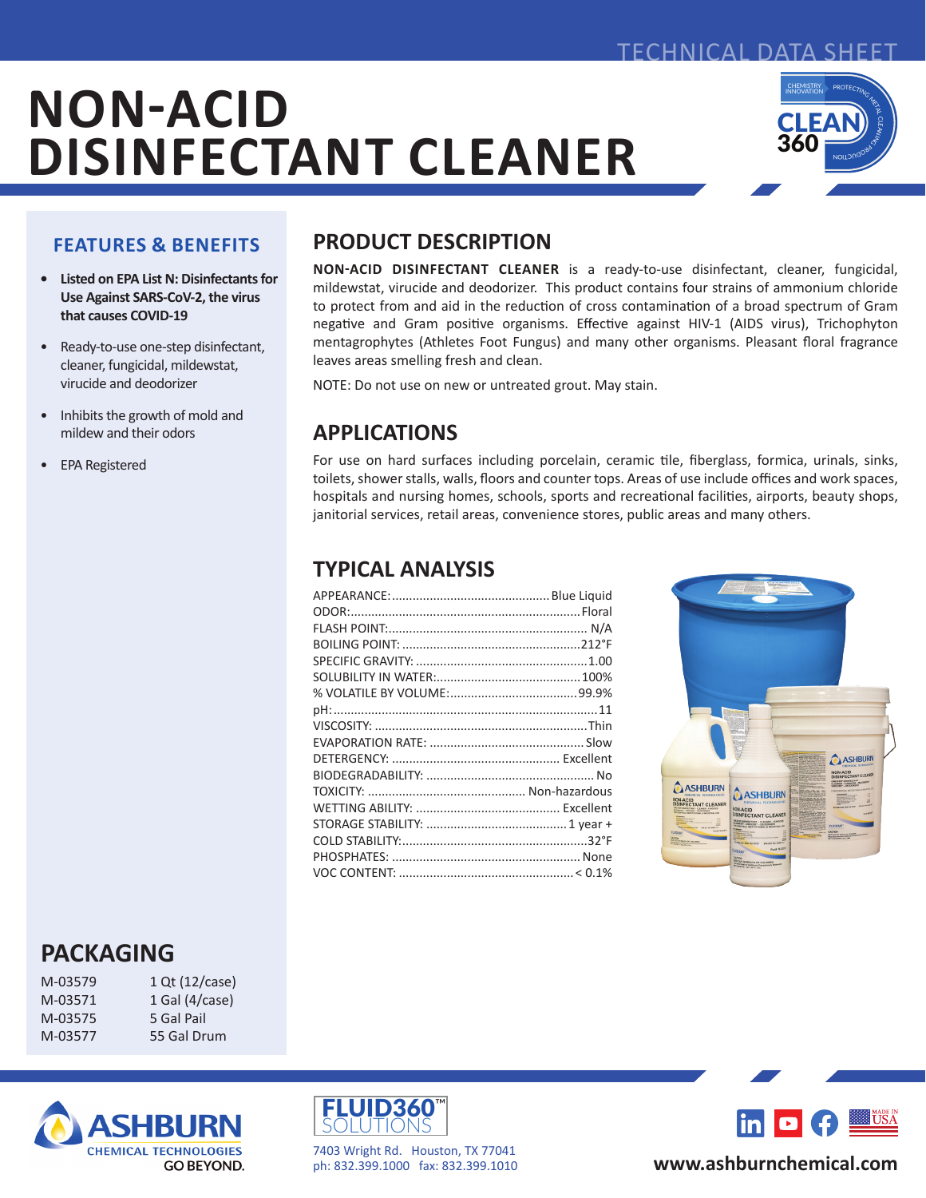TECHNICAL DATA SHEET

# NON-ACID DISINFECTANT CLEANER

## FEATURES & BENEFITS

- **Listed on EPA List N: Disinfectants for Use Against SARS-CoV-2, the virus that causes COVID-19**
- Ready-to-use one-step disinfectant, cleaner, fungicidal, mildewstat, virucide and deodorizer
- Inhibits the growth of mold and mildew and their odors
- EPA Registered

## PRODUCT DESCRIPTION

**NON-ACID DISINFECTANT CLEANER** is a ready-to-use disinfectant, cleaner, fungicidal, mildewstat, virucide and deodorizer. This product contains four strains of ammonium chloride to protect from and aid in the reduction of cross contamination of a broad spectrum of Gram negative and Gram positive organisms. Effective against HIV-1 (AIDS virus), Trichophyton mentagrophytes (Athletes Foot Fungus) and many other organisms. Pleasant floral fragrance leaves areas smelling fresh and clean.

NOTE: Do not use on new or untreated grout. May stain.

## APPLICATIONS

For use on hard surfaces including porcelain, ceramic tile, fiberglass, formica, urinals, sinks, toilets, shower stalls, walls, floors and counter tops. Areas of use include offices and work spaces, hospitals and nursing homes, schools, sports and recreational facilities, airports, beauty shops, janitorial services, retail areas, convenience stores, public areas and many others.

## TYPICAL ANALYSIS

| Property | Value |
|---|---|
| APPEARANCE: | Blue Liquid |
| ODOR: | Floral |
| FLASH POINT: | N/A |
| BOILING POINT: | 212°F |
| SPECIFIC GRAVITY: | 1.00 |
| SOLUBILITY IN WATER: | 100% |
| % VOLATILE BY VOLUME: | 99.9% |
| pH: | 11 |
| VISCOSITY: | Thin |
| EVAPORATION RATE: | Slow |
| DETERGENCY: | Excellent |
| BIODEGRADABILITY: | No |
| TOXICITY: | Non-hazardous |
| WETTING ABILITY: | Excellent |
| STORAGE STABILITY: | 1 year + |
| COLD STABILITY: | 32°F |
| PHOSPHATES: | None |
| VOC CONTENT: | < 0.1% |

## PACKAGING

| | |
|---|---|
| M-03579 | 1 Qt (12/case) |
| M-03571 | 1 Gal (4/case) |
| M-03575 | 5 Gal Pail |
| M-03577 | 55 Gal Drum |

ASHBURN CHEMICAL TECHNOLOGIES GO BEYOND.

FLUID360™ SOLUTIONS

7403 Wright Rd. Houston, TX 77041
ph: 832.399.1000 fax: 832.399.1010

www.ashburnchemical.com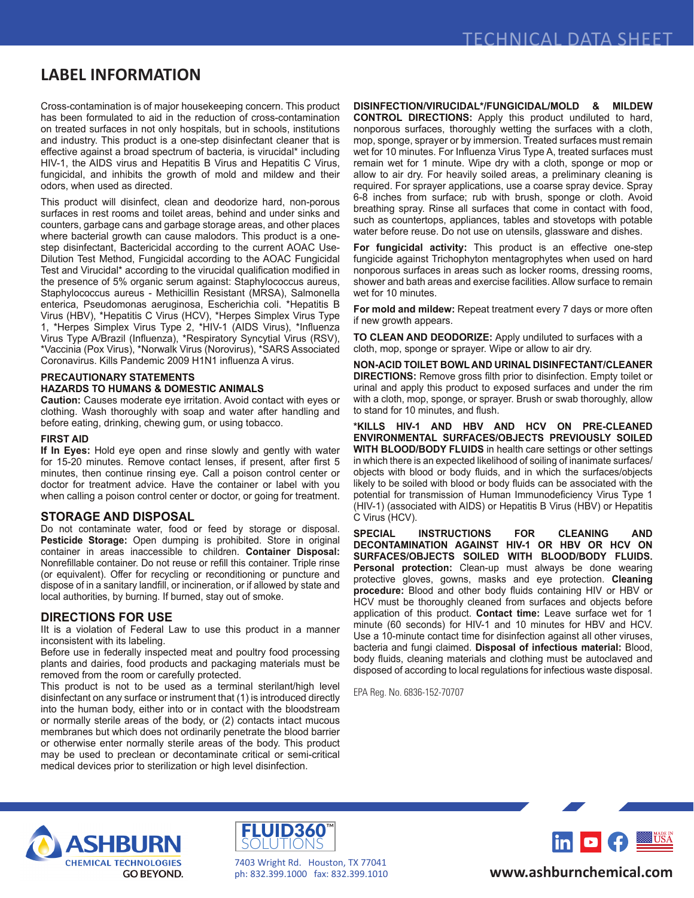## LABEL INFORMATION

Cross-contamination is of major housekeeping concern. This product has been formulated to aid in the reduction of cross-contamination on treated surfaces in not only hospitals, but in schools, institutions and industry. This product is a one-step disinfectant cleaner that is effective against a broad spectrum of bacteria, is virucidal* including HIV-1, the AIDS virus and Hepatitis B Virus and Hepatitis C Virus, fungicidal, and inhibits the growth of mold and mildew and their odors, when used as directed.

This product will disinfect, clean and deodorize hard, non-porous surfaces in rest rooms and toilet areas, behind and under sinks and counters, garbage cans and garbage storage areas, and other places where bacterial growth can cause malodors. This product is a one-step disinfectant, Bactericidal according to the current AOAC Use-Dilution Test Method, Fungicidal according to the AOAC Fungicidal Test and Virucidal* according to the virucidal qualification modified in the presence of 5% organic serum against: Staphylococcus aureus, Staphylococcus aureus - Methicillin Resistant (MRSA), Salmonella enterica, Pseudomonas aeruginosa, Escherichia coli. *Hepatitis B Virus (HBV), *Hepatitis C Virus (HCV), *Herpes Simplex Virus Type 1, *Herpes Simplex Virus Type 2, *HIV-1 (AIDS Virus), *Influenza Virus Type A/Brazil (Influenza), *Respiratory Syncytial Virus (RSV), *Vaccinia (Pox Virus), *Norwalk Virus (Norovirus), *SARS Associated Coronavirus. Kills Pandemic 2009 H1N1 influenza A virus.

**PRECAUTIONARY STATEMENTS**
**HAZARDS TO HUMANS & DOMESTIC ANIMALS**
**Caution:** Causes moderate eye irritation. Avoid contact with eyes or clothing. Wash thoroughly with soap and water after handling and before eating, drinking, chewing gum, or using tobacco.

**FIRST AID**
**If In Eyes:** Hold eye open and rinse slowly and gently with water for 15-20 minutes. Remove contact lenses, if present, after first 5 minutes, then continue rinsing eye. Call a poison control center or doctor for treatment advice. Have the container or label with you when calling a poison control center or doctor, or going for treatment.

### STORAGE AND DISPOSAL

Do not contaminate water, food or feed by storage or disposal. **Pesticide Storage:** Open dumping is prohibited. Store in original container in areas inaccessible to children. **Container Disposal:** Nonrefillable container. Do not reuse or refill this container. Triple rinse (or equivalent). Offer for recycling or reconditioning or puncture and dispose of in a sanitary landfill, or incineration, or if allowed by state and local authorities, by burning. If burned, stay out of smoke.

### DIRECTIONS FOR USE

IIt is a violation of Federal Law to use this product in a manner inconsistent with its labeling.
Before use in federally inspected meat and poultry food processing plants and dairies, food products and packaging materials must be removed from the room or carefully protected.
This product is not to be used as a terminal sterilant/high level disinfectant on any surface or instrument that (1) is introduced directly into the human body, either into or in contact with the bloodstream or normally sterile areas of the body, or (2) contacts intact mucous membranes but which does not ordinarily penetrate the blood barrier or otherwise enter normally sterile areas of the body. This product may be used to preclean or decontaminate critical or semi-critical medical devices prior to sterilization or high level disinfection.

**DISINFECTION/VIRUCIDAL*/FUNGICIDAL/MOLD & MILDEW CONTROL DIRECTIONS:** Apply this product undiluted to hard, nonporous surfaces, thoroughly wetting the surfaces with a cloth, mop, sponge, sprayer or by immersion. Treated surfaces must remain wet for 10 minutes. For Influenza Virus Type A, treated surfaces must remain wet for 1 minute. Wipe dry with a cloth, sponge or mop or allow to air dry. For heavily soiled areas, a preliminary cleaning is required. For sprayer applications, use a coarse spray device. Spray 6-8 inches from surface; rub with brush, sponge or cloth. Avoid breathing spray. Rinse all surfaces that come in contact with food, such as countertops, appliances, tables and stovetops with potable water before reuse. Do not use on utensils, glassware and dishes.

**For fungicidal activity:** This product is an effective one-step fungicide against Trichophyton mentagrophytes when used on hard nonporous surfaces in areas such as locker rooms, dressing rooms, shower and bath areas and exercise facilities. Allow surface to remain wet for 10 minutes.

**For mold and mildew:** Repeat treatment every 7 days or more often if new growth appears.

**TO CLEAN AND DEODORIZE:** Apply undiluted to surfaces with a cloth, mop, sponge or sprayer. Wipe or allow to air dry.

**NON-ACID TOILET BOWL AND URINAL DISINFECTANT/CLEANER DIRECTIONS:** Remove gross filth prior to disinfection. Empty toilet or urinal and apply this product to exposed surfaces and under the rim with a cloth, mop, sponge, or sprayer. Brush or swab thoroughly, allow to stand for 10 minutes, and flush.

***KILLS HIV-1 AND HBV AND HCV ON PRE-CLEANED ENVIRONMENTAL SURFACES/OBJECTS PREVIOUSLY SOILED WITH BLOOD/BODY FLUIDS** in health care settings or other settings in which there is an expected likelihood of soiling of inanimate surfaces/objects with blood or body fluids, and in which the surfaces/objects likely to be soiled with blood or body fluids can be associated with the potential for transmission of Human Immunodeficiency Virus Type 1 (HIV-1) (associated with AIDS) or Hepatitis B Virus (HBV) or Hepatitis C Virus (HCV).

**SPECIAL INSTRUCTIONS FOR CLEANING AND DECONTAMINATION AGAINST HIV-1 OR HBV OR HCV ON SURFACES/OBJECTS SOILED WITH BLOOD/BODY FLUIDS. Personal protection:** Clean-up must always be done wearing protective gloves, gowns, masks and eye protection. **Cleaning procedure:** Blood and other body fluids containing HIV or HBV or HCV must be thoroughly cleaned from surfaces and objects before application of this product. **Contact time:** Leave surface wet for 1 minute (60 seconds) for HIV-1 and 10 minutes for HBV and HCV. Use a 10-minute contact time for disinfection against all other viruses, bacteria and fungi claimed. **Disposal of infectious material:** Blood, body fluids, cleaning materials and clothing must be autoclaved and disposed of according to local regulations for infectious waste disposal.

EPA Reg. No. 6836-152-70707

ASHBURN CHEMICAL TECHNOLOGIES GO BEYOND.

FLUID360™ SOLUTIONS
7403 Wright Rd. Houston, TX 77041
ph: 832.399.1000 fax: 832.399.1010

www.ashburnchemical.com